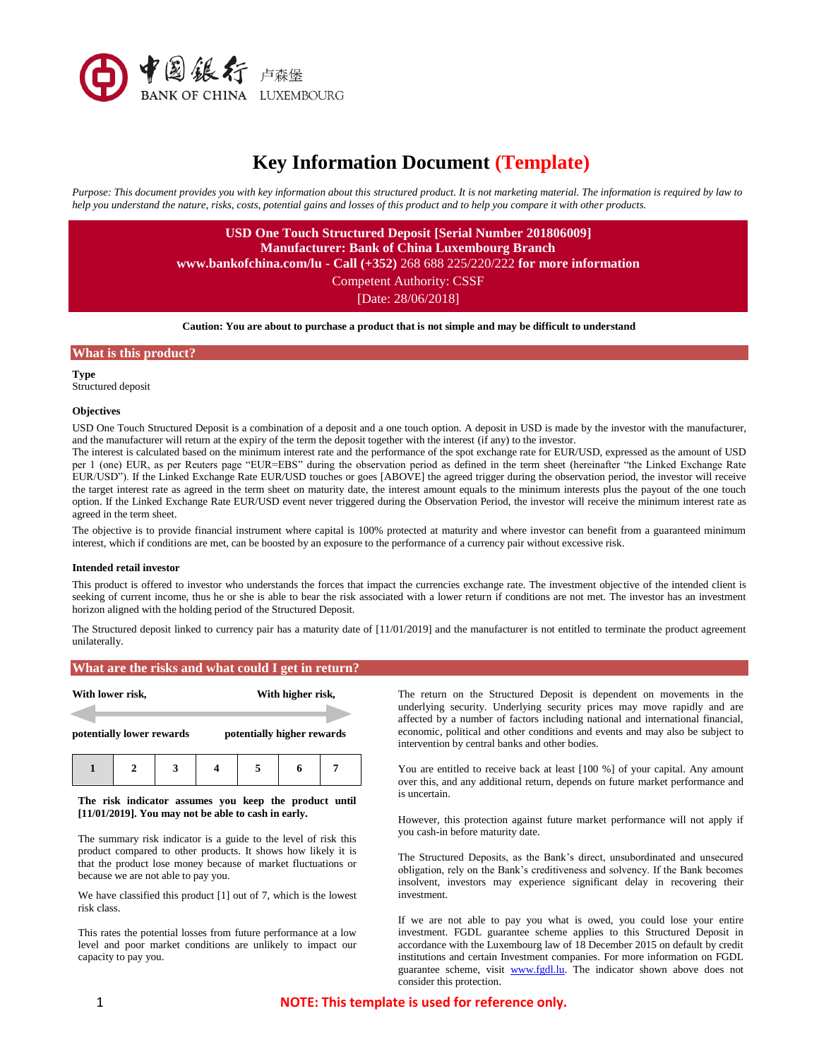中国银行 卢森堡
BANK OF CHINA LUXEMBOURG

# Key Information Document (Template)

*Purpose: This document provides you with key information about this structured product. It is not marketing material. The information is required by law to help you understand the nature, risks, costs, potential gains and losses of this product and to help you compare it with other products.*

**USD One Touch Structured Deposit [Serial Number 201806009]**
**Manufacturer: Bank of China Luxembourg Branch**
**www.bankofchina.com/lu - Call (+352)** 268 688 225/220/222 **for more information**
Competent Authority: CSSF
[Date: 28/06/2018]

**Caution: You are about to purchase a product that is not simple and may be difficult to understand**

## What is this product?

**Type**
Structured deposit

**Objectives**

USD One Touch Structured Deposit is a combination of a deposit and a one touch option. A deposit in USD is made by the investor with the manufacturer, and the manufacturer will return at the expiry of the term the deposit together with the interest (if any) to the investor.
The interest is calculated based on the minimum interest rate and the performance of the spot exchange rate for EUR/USD, expressed as the amount of USD per 1 (one) EUR, as per Reuters page "EUR=EBS" during the observation period as defined in the term sheet (hereinafter "the Linked Exchange Rate EUR/USD"). If the Linked Exchange Rate EUR/USD touches or goes [ABOVE] the agreed trigger during the observation period, the investor will receive the target interest rate as agreed in the term sheet on maturity date, the interest amount equals to the minimum interests plus the payout of the one touch option. If the Linked Exchange Rate EUR/USD event never triggered during the Observation Period, the investor will receive the minimum interest rate as agreed in the term sheet.

The objective is to provide financial instrument where capital is 100% protected at maturity and where investor can benefit from a guaranteed minimum interest, which if conditions are met, can be boosted by an exposure to the performance of a currency pair without excessive risk.

**Intended retail investor**

This product is offered to investor who understands the forces that impact the currencies exchange rate. The investment objective of the intended client is seeking of current income, thus he or she is able to bear the risk associated with a lower return if conditions are not met. The investor has an investment horizon aligned with the holding period of the Structured Deposit.

The Structured deposit linked to currency pair has a maturity date of [11/01/2019] and the manufacturer is not entitled to terminate the product agreement unilaterally.

## What are the risks and what could I get in return?

**With lower risk,** **potentially lower rewards** — **With higher risk,** **potentially higher rewards**

| 1 | 2 | 3 | 4 | 5 | 6 | 7 |
|---|---|---|---|---|---|---|

**The risk indicator assumes you keep the product until [11/01/2019]. You may not be able to cash in early.**

The summary risk indicator is a guide to the level of risk this product compared to other products. It shows how likely it is that the product lose money because of market fluctuations or because we are not able to pay you.

We have classified this product [1] out of 7, which is the lowest risk class.

This rates the potential losses from future performance at a low level and poor market conditions are unlikely to impact our capacity to pay you.

The return on the Structured Deposit is dependent on movements in the underlying security. Underlying security prices may move rapidly and are affected by a number of factors including national and international financial, economic, political and other conditions and events and may also be subject to intervention by central banks and other bodies.

You are entitled to receive back at least [100 %] of your capital. Any amount over this, and any additional return, depends on future market performance and is uncertain.

However, this protection against future market performance will not apply if you cash-in before maturity date.

The Structured Deposits, as the Bank's direct, unsubordinated and unsecured obligation, rely on the Bank's creditiveness and solvency. If the Bank becomes insolvent, investors may experience significant delay in recovering their investment.

If we are not able to pay you what is owed, you could lose your entire investment. FGDL guarantee scheme applies to this Structured Deposit in accordance with the Luxembourg law of 18 December 2015 on default by credit institutions and certain Investment companies. For more information on FGDL guarantee scheme, visit www.fgdl.lu. The indicator shown above does not consider this protection.

**NOTE: This template is used for reference only.**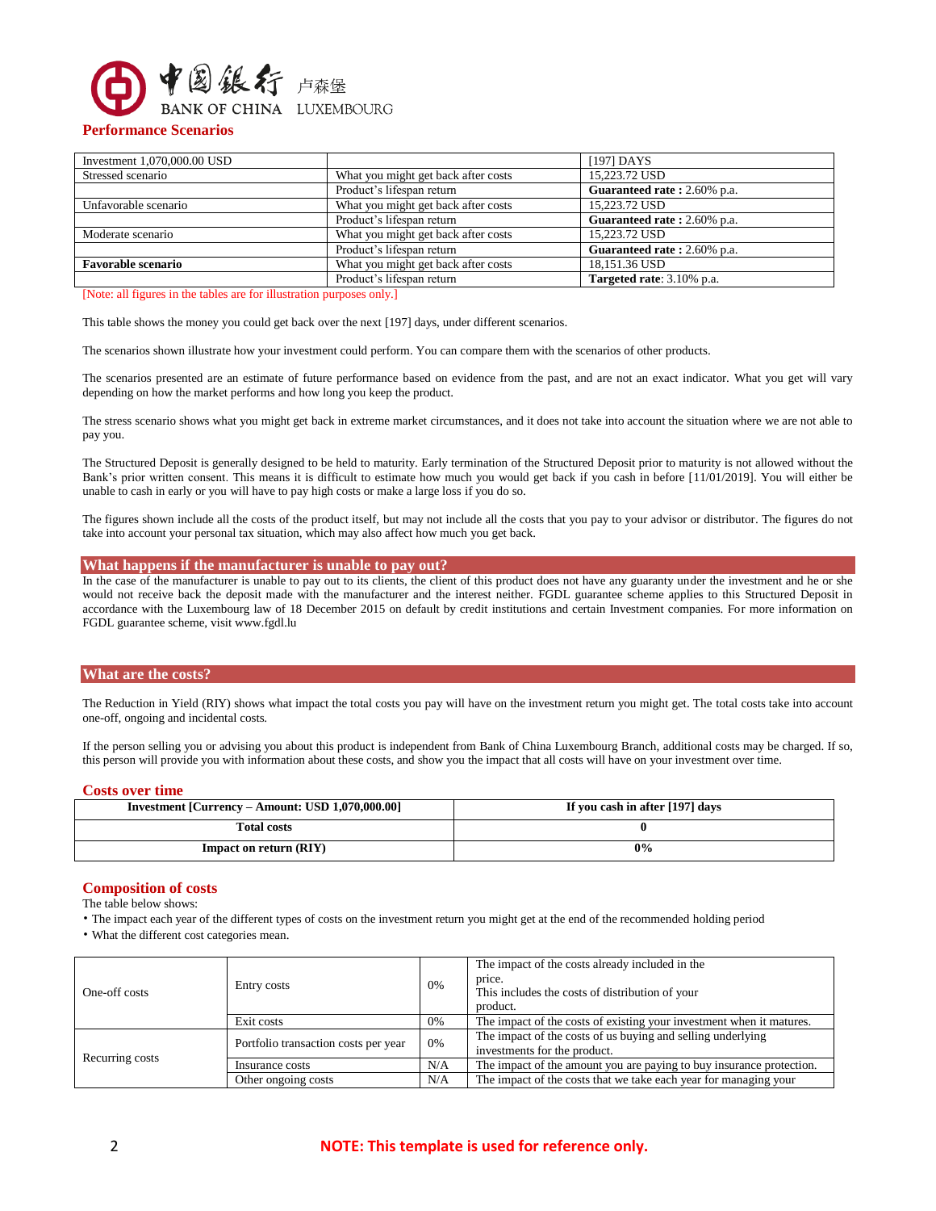## Performance Scenarios

| Investment 1,070,000.00 USD | | [197] DAYS |
|---|---|---|
| Stressed scenario | What you might get back after costs | 15,223.72 USD |
| | Product's lifespan return | **Guaranteed rate :** 2.60% p.a. |
| Unfavorable scenario | What you might get back after costs | 15,223.72 USD |
| | Product's lifespan return | **Guaranteed rate :** 2.60% p.a. |
| Moderate scenario | What you might get back after costs | 15,223.72 USD |
| | Product's lifespan return | **Guaranteed rate :** 2.60% p.a. |
| **Favorable scenario** | What you might get back after costs | 18,151.36 USD |
| | Product's lifespan return | **Targeted rate**: 3.10% p.a. |

[Note: all figures in the tables are for illustration purposes only.]

This table shows the money you could get back over the next [197] days, under different scenarios.

The scenarios shown illustrate how your investment could perform. You can compare them with the scenarios of other products.

The scenarios presented are an estimate of future performance based on evidence from the past, and are not an exact indicator. What you get will vary depending on how the market performs and how long you keep the product.

The stress scenario shows what you might get back in extreme market circumstances, and it does not take into account the situation where we are not able to pay you.

The Structured Deposit is generally designed to be held to maturity. Early termination of the Structured Deposit prior to maturity is not allowed without the Bank's prior written consent. This means it is difficult to estimate how much you would get back if you cash in before [11/01/2019]. You will either be unable to cash in early or you will have to pay high costs or make a large loss if you do so.

The figures shown include all the costs of the product itself, but may not include all the costs that you pay to your advisor or distributor. The figures do not take into account your personal tax situation, which may also affect how much you get back.

## What happens if the manufacturer is unable to pay out?

In the case of the manufacturer is unable to pay out to its clients, the client of this product does not have any guaranty under the investment and he or she would not receive back the deposit made with the manufacturer and the interest neither. FGDL guarantee scheme applies to this Structured Deposit in accordance with the Luxembourg law of 18 December 2015 on default by credit institutions and certain Investment companies. For more information on FGDL guarantee scheme, visit www.fgdl.lu

## What are the costs?

The Reduction in Yield (RIY) shows what impact the total costs you pay will have on the investment return you might get. The total costs take into account one-off, ongoing and incidental costs.

If the person selling you or advising you about this product is independent from Bank of China Luxembourg Branch, additional costs may be charged. If so, this person will provide you with information about these costs, and show you the impact that all costs will have on your investment over time.

### Costs over time

| Investment [Currency – Amount: USD 1,070,000.00] | If you cash in after [197] days |
|---|---|
| **Total costs** | **0** |
| **Impact on return (RIY)** | **0%** |

### Composition of costs

The table below shows:

- The impact each year of the different types of costs on the investment return you might get at the end of the recommended holding period
- What the different cost categories mean.

| | | | |
|---|---|---|---|
| One-off costs | Entry costs | 0% | The impact of the costs already included in the price. This includes the costs of distribution of your product. |
| | Exit costs | 0% | The impact of the costs of existing your investment when it matures. |
| Recurring costs | Portfolio transaction costs per year | 0% | The impact of the costs of us buying and selling underlying investments for the product. |
| | Insurance costs | N/A | The impact of the amount you are paying to buy insurance protection. |
| | Other ongoing costs | N/A | The impact of the costs that we take each year for managing your |

**NOTE: This template is used for reference only.**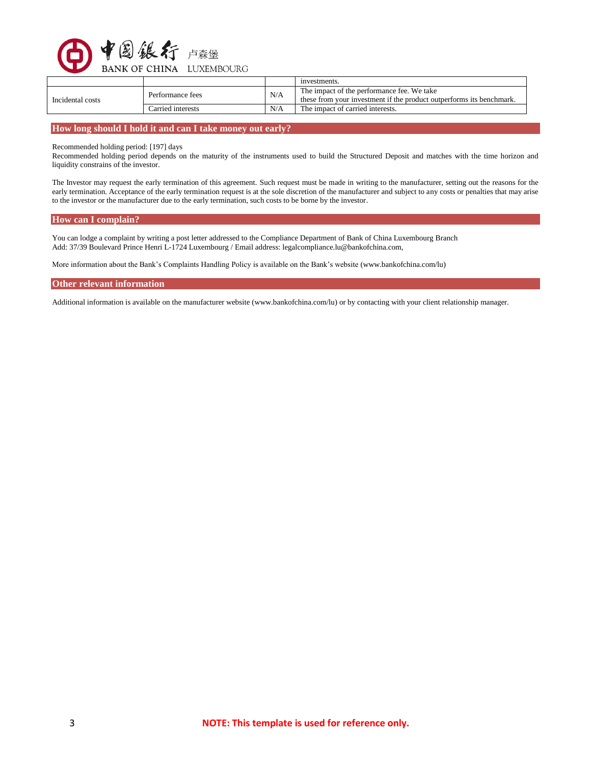| | | | |
|---|---|---|---|
| | | | investments. |
| Incidental costs | Performance fees | N/A | The impact of the performance fee. We take these from your investment if the product outperforms its benchmark. |
| | Carried interests | N/A | The impact of carried interests. |

## How long should I hold it and can I take money out early?

Recommended holding period: [197] days
Recommended holding period depends on the maturity of the instruments used to build the Structured Deposit and matches with the time horizon and liquidity constrains of the investor.

The Investor may request the early termination of this agreement. Such request must be made in writing to the manufacturer, setting out the reasons for the early termination. Acceptance of the early termination request is at the sole discretion of the manufacturer and subject to any costs or penalties that may arise to the investor or the manufacturer due to the early termination, such costs to be borne by the investor.

## How can I complain?

You can lodge a complaint by writing a post letter addressed to the Compliance Department of Bank of China Luxembourg Branch
Add: 37/39 Boulevard Prince Henri L-1724 Luxembourg / Email address: legalcompliance.lu@bankofchina.com,

More information about the Bank's Complaints Handling Policy is available on the Bank's website (www.bankofchina.com/lu)

## Other relevant information

Additional information is available on the manufacturer website (www.bankofchina.com/lu) or by contacting with your client relationship manager.

**NOTE: This template is used for reference only.**